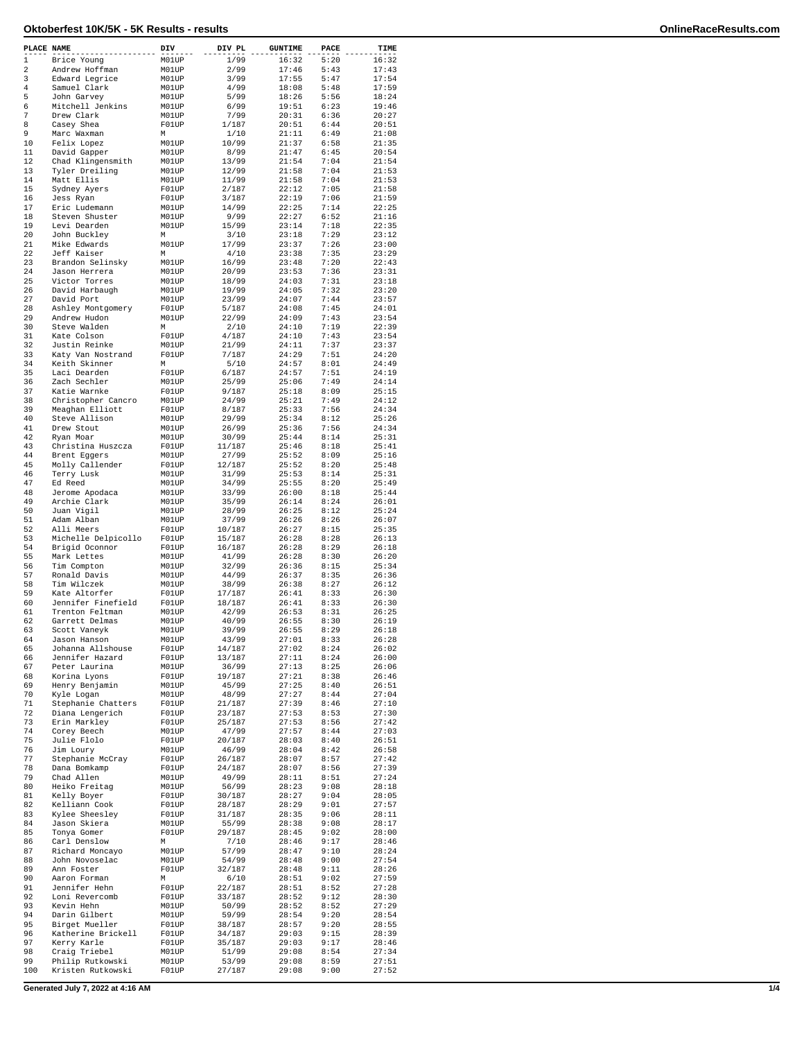# Oktoberfest 10K/5K - 5K Results - results

| PLACE | NAME | DIV | DIV PL | GUNTIME | PACE | TIME |
|---|---|---|---|---|---|---|
| 1 | Brice Young | M01UP | 1/99 | 16:32 | 5:20 | 16:32 |
| 2 | Andrew Hoffman | M01UP | 2/99 | 17:46 | 5:43 | 17:43 |
| 3 | Edward Legrice | M01UP | 3/99 | 17:55 | 5:47 | 17:54 |
| 4 | Samuel Clark | M01UP | 4/99 | 18:08 | 5:48 | 17:59 |
| 5 | John Garvey | M01UP | 5/99 | 18:26 | 5:56 | 18:24 |
| 6 | Mitchell Jenkins | M01UP | 6/99 | 19:51 | 6:23 | 19:46 |
| 7 | Drew Clark | M01UP | 7/99 | 20:31 | 6:36 | 20:27 |
| 8 | Casey Shea | F01UP | 1/187 | 20:51 | 6:44 | 20:51 |
| 9 | Marc Waxman | M | 1/10 | 21:11 | 6:49 | 21:08 |
| 10 | Felix Lopez | M01UP | 10/99 | 21:37 | 6:58 | 21:35 |
| 11 | David Gapper | M01UP | 8/99 | 21:47 | 6:45 | 20:54 |
| 12 | Chad Klingensmith | M01UP | 13/99 | 21:54 | 7:04 | 21:54 |
| 13 | Tyler Dreiling | M01UP | 12/99 | 21:58 | 7:04 | 21:53 |
| 14 | Matt Ellis | M01UP | 11/99 | 21:58 | 7:04 | 21:53 |
| 15 | Sydney Ayers | F01UP | 2/187 | 22:12 | 7:05 | 21:58 |
| 16 | Jess Ryan | F01UP | 3/187 | 22:19 | 7:06 | 21:59 |
| 17 | Eric Ludemann | M01UP | 14/99 | 22:25 | 7:14 | 22:25 |
| 18 | Steven Shuster | M01UP | 9/99 | 22:27 | 6:52 | 21:16 |
| 19 | Levi Dearden | M01UP | 15/99 | 23:14 | 7:18 | 22:35 |
| 20 | John Buckley | M | 3/10 | 23:18 | 7:29 | 23:12 |
| 21 | Mike Edwards | M01UP | 17/99 | 23:37 | 7:26 | 23:00 |
| 22 | Jeff Kaiser | M | 4/10 | 23:38 | 7:35 | 23:29 |
| 23 | Brandon Selinsky | M01UP | 16/99 | 23:48 | 7:20 | 22:43 |
| 24 | Jason Herrera | M01UP | 20/99 | 23:53 | 7:36 | 23:31 |
| 25 | Victor Torres | M01UP | 18/99 | 24:03 | 7:31 | 23:18 |
| 26 | David Harbaugh | M01UP | 19/99 | 24:05 | 7:32 | 23:20 |
| 27 | David Port | M01UP | 23/99 | 24:07 | 7:44 | 23:57 |
| 28 | Ashley Montgomery | F01UP | 5/187 | 24:08 | 7:45 | 24:01 |
| 29 | Andrew Hudon | M01UP | 22/99 | 24:09 | 7:43 | 23:54 |
| 30 | Steve Walden | M | 2/10 | 24:10 | 7:19 | 22:39 |
| 31 | Kate Colson | F01UP | 4/187 | 24:10 | 7:43 | 23:54 |
| 32 | Justin Reinke | M01UP | 21/99 | 24:11 | 7:37 | 23:37 |
| 33 | Katy Van Nostrand | F01UP | 7/187 | 24:29 | 7:51 | 24:20 |
| 34 | Keith Skinner | M | 5/10 | 24:57 | 8:01 | 24:49 |
| 35 | Laci Dearden | F01UP | 6/187 | 24:57 | 7:51 | 24:19 |
| 36 | Zach Sechler | M01UP | 25/99 | 25:06 | 7:49 | 24:14 |
| 37 | Katie Warnke | F01UP | 9/187 | 25:18 | 8:09 | 25:15 |
| 38 | Christopher Cancro | M01UP | 24/99 | 25:21 | 7:49 | 24:12 |
| 39 | Meaghan Elliott | F01UP | 8/187 | 25:33 | 7:56 | 24:34 |
| 40 | Steve Allison | M01UP | 29/99 | 25:34 | 8:12 | 25:26 |
| 41 | Drew Stout | M01UP | 26/99 | 25:36 | 7:56 | 24:34 |
| 42 | Ryan Moar | M01UP | 30/99 | 25:44 | 8:14 | 25:31 |
| 43 | Christina Huszcza | F01UP | 11/187 | 25:46 | 8:18 | 25:41 |
| 44 | Brent Eggers | M01UP | 27/99 | 25:52 | 8:09 | 25:16 |
| 45 | Molly Callender | F01UP | 12/187 | 25:52 | 8:20 | 25:48 |
| 46 | Terry Lusk | M01UP | 31/99 | 25:53 | 8:14 | 25:31 |
| 47 | Ed Reed | M01UP | 34/99 | 25:55 | 8:20 | 25:49 |
| 48 | Jerome Apodaca | M01UP | 33/99 | 26:00 | 8:18 | 25:44 |
| 49 | Archie Clark | M01UP | 35/99 | 26:14 | 8:24 | 26:01 |
| 50 | Juan Vigil | M01UP | 28/99 | 26:25 | 8:12 | 25:24 |
| 51 | Adam Alban | M01UP | 37/99 | 26:26 | 8:26 | 26:07 |
| 52 | Alli Meers | F01UP | 10/187 | 26:27 | 8:15 | 25:35 |
| 53 | Michelle Delpicollo | F01UP | 15/187 | 26:28 | 8:28 | 26:13 |
| 54 | Brigid Oconnor | F01UP | 16/187 | 26:28 | 8:29 | 26:18 |
| 55 | Mark Lettes | M01UP | 41/99 | 26:28 | 8:30 | 26:20 |
| 56 | Tim Compton | M01UP | 32/99 | 26:36 | 8:15 | 25:34 |
| 57 | Ronald Davis | M01UP | 44/99 | 26:37 | 8:35 | 26:36 |
| 58 | Tim Wilczek | M01UP | 38/99 | 26:38 | 8:27 | 26:12 |
| 59 | Kate Altorfer | F01UP | 17/187 | 26:41 | 8:33 | 26:30 |
| 60 | Jennifer Finefield | F01UP | 18/187 | 26:41 | 8:33 | 26:30 |
| 61 | Trenton Feltman | M01UP | 42/99 | 26:53 | 8:31 | 26:25 |
| 62 | Garrett Delmas | M01UP | 40/99 | 26:55 | 8:30 | 26:19 |
| 63 | Scott Vaneyk | M01UP | 39/99 | 26:55 | 8:29 | 26:18 |
| 64 | Jason Hanson | M01UP | 43/99 | 27:01 | 8:33 | 26:28 |
| 65 | Johanna Allshouse | F01UP | 14/187 | 27:02 | 8:24 | 26:02 |
| 66 | Jennifer Hazard | F01UP | 13/187 | 27:11 | 8:24 | 26:00 |
| 67 | Peter Laurina | M01UP | 36/99 | 27:13 | 8:25 | 26:06 |
| 68 | Korina Lyons | F01UP | 19/187 | 27:21 | 8:38 | 26:46 |
| 69 | Henry Benjamin | M01UP | 45/99 | 27:25 | 8:40 | 26:51 |
| 70 | Kyle Logan | M01UP | 48/99 | 27:27 | 8:44 | 27:04 |
| 71 | Stephanie Chatters | F01UP | 21/187 | 27:39 | 8:46 | 27:10 |
| 72 | Diana Lengerich | F01UP | 23/187 | 27:53 | 8:53 | 27:30 |
| 73 | Erin Markley | F01UP | 25/187 | 27:53 | 8:56 | 27:42 |
| 74 | Corey Beech | M01UP | 47/99 | 27:57 | 8:44 | 27:03 |
| 75 | Julie Flolo | F01UP | 20/187 | 28:03 | 8:40 | 26:51 |
| 76 | Jim Loury | M01UP | 46/99 | 28:04 | 8:42 | 26:58 |
| 77 | Stephanie McCray | F01UP | 26/187 | 28:07 | 8:57 | 27:42 |
| 78 | Dana Bomkamp | F01UP | 24/187 | 28:07 | 8:56 | 27:39 |
| 79 | Chad Allen | M01UP | 49/99 | 28:11 | 8:51 | 27:24 |
| 80 | Heiko Freitag | M01UP | 56/99 | 28:23 | 9:08 | 28:18 |
| 81 | Kelly Boyer | F01UP | 30/187 | 28:27 | 9:04 | 28:05 |
| 82 | Kelliann Cook | F01UP | 28/187 | 28:29 | 9:01 | 27:57 |
| 83 | Kylee Sheesley | F01UP | 31/187 | 28:35 | 9:06 | 28:11 |
| 84 | Jason Skiera | M01UP | 55/99 | 28:38 | 9:08 | 28:17 |
| 85 | Tonya Gomer | F01UP | 29/187 | 28:45 | 9:02 | 28:00 |
| 86 | Carl Denslow | M | 7/10 | 28:46 | 9:17 | 28:46 |
| 87 | Richard Moncayo | M01UP | 57/99 | 28:47 | 9:10 | 28:24 |
| 88 | John Novoselac | M01UP | 54/99 | 28:48 | 9:00 | 27:54 |
| 89 | Ann Foster | F01UP | 32/187 | 28:48 | 9:11 | 28:26 |
| 90 | Aaron Forman | M | 6/10 | 28:51 | 9:02 | 27:59 |
| 91 | Jennifer Hehn | F01UP | 22/187 | 28:51 | 8:52 | 27:28 |
| 92 | Loni Revercomb | F01UP | 33/187 | 28:52 | 9:12 | 28:30 |
| 93 | Kevin Hehn | M01UP | 50/99 | 28:52 | 8:52 | 27:29 |
| 94 | Darin Gilbert | M01UP | 59/99 | 28:54 | 9:20 | 28:54 |
| 95 | Birget Mueller | F01UP | 38/187 | 28:57 | 9:20 | 28:55 |
| 96 | Katherine Brickell | F01UP | 34/187 | 29:03 | 9:15 | 28:39 |
| 97 | Kerry Karle | F01UP | 35/187 | 29:03 | 9:17 | 28:46 |
| 98 | Craig Triebel | M01UP | 51/99 | 29:08 | 8:54 | 27:34 |
| 99 | Philip Rutkowski | M01UP | 53/99 | 29:08 | 8:59 | 27:51 |
| 100 | Kristen Rutkowski | F01UP | 27/187 | 29:08 | 9:00 | 27:52 |

Generated July 7, 2022 at 4:16 AM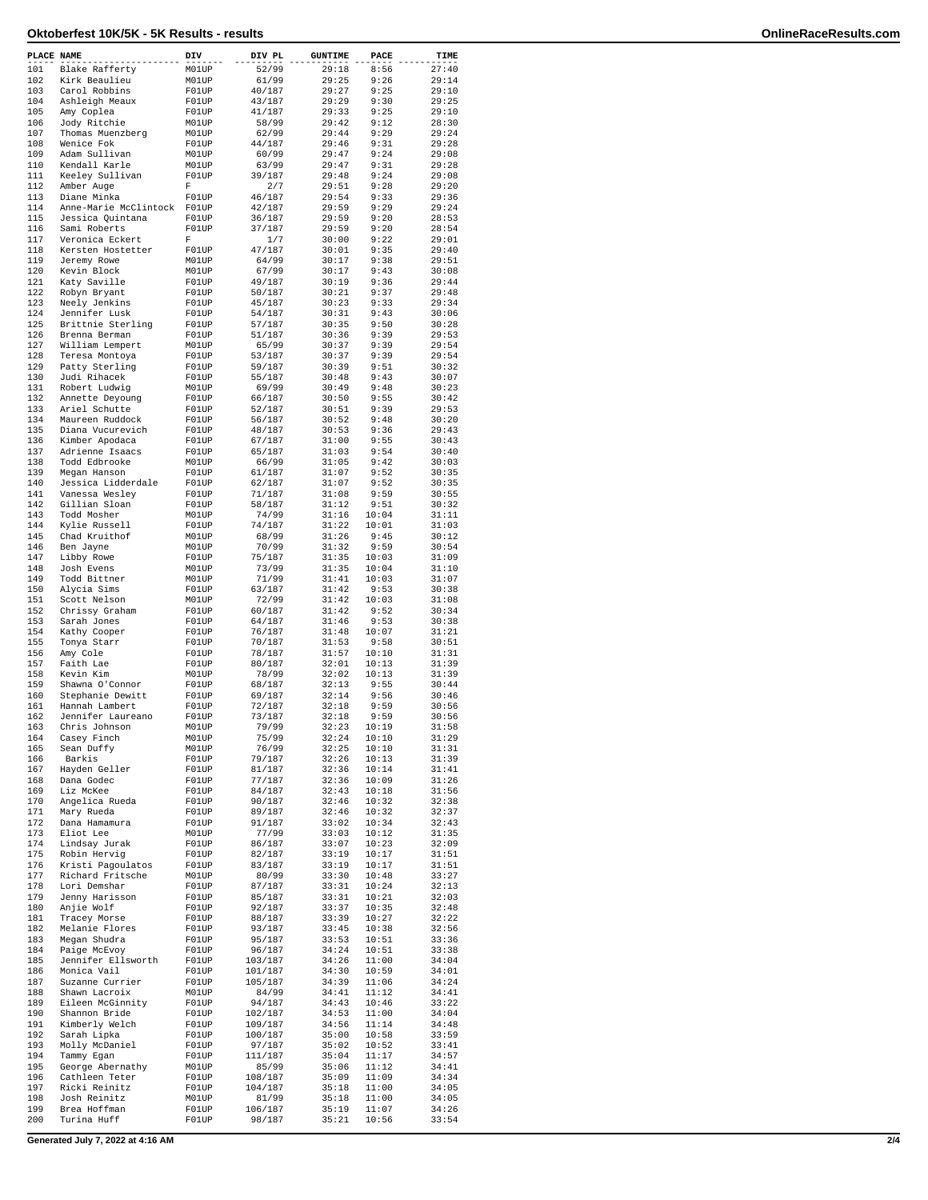# Oktoberfest 10K/5K - 5K Results - results

| PLACE | NAME | DIV | DIV PL | GUNTIME | PACE | TIME |
|---|---|---|---|---|---|---|
| 101 | Blake Rafferty | M01UP | 52/99 | 29:18 | 8:56 | 27:40 |
| 102 | Kirk Beaulieu | M01UP | 61/99 | 29:25 | 9:26 | 29:14 |
| 103 | Carol Robbins | F01UP | 40/187 | 29:27 | 9:25 | 29:10 |
| 104 | Ashleigh Meaux | F01UP | 43/187 | 29:29 | 9:30 | 29:25 |
| 105 | Amy Coplea | F01UP | 41/187 | 29:33 | 9:25 | 29:10 |
| 106 | Jody Ritchie | M01UP | 58/99 | 29:42 | 9:12 | 28:30 |
| 107 | Thomas Muenzberg | M01UP | 62/99 | 29:44 | 9:29 | 29:24 |
| 108 | Wenice Fok | F01UP | 44/187 | 29:46 | 9:31 | 29:28 |
| 109 | Adam Sullivan | M01UP | 60/99 | 29:47 | 9:24 | 29:08 |
| 110 | Kendall Karle | M01UP | 63/99 | 29:47 | 9:31 | 29:28 |
| 111 | Keeley Sullivan | F01UP | 39/187 | 29:48 | 9:24 | 29:08 |
| 112 | Amber Auge | F | 2/7 | 29:51 | 9:28 | 29:20 |
| 113 | Diane Minka | F01UP | 46/187 | 29:54 | 9:33 | 29:36 |
| 114 | Anne-Marie McClintock | F01UP | 42/187 | 29:59 | 9:29 | 29:24 |
| 115 | Jessica Quintana | F01UP | 36/187 | 29:59 | 9:20 | 28:53 |
| 116 | Sami Roberts | F01UP | 37/187 | 29:59 | 9:20 | 28:54 |
| 117 | Veronica Eckert | F | 1/7 | 30:00 | 9:22 | 29:01 |
| 118 | Kersten Hostetter | F01UP | 47/187 | 30:01 | 9:35 | 29:40 |
| 119 | Jeremy Rowe | M01UP | 64/99 | 30:17 | 9:38 | 29:51 |
| 120 | Kevin Block | M01UP | 67/99 | 30:17 | 9:43 | 30:08 |
| 121 | Katy Saville | F01UP | 49/187 | 30:19 | 9:36 | 29:44 |
| 122 | Robyn Bryant | F01UP | 50/187 | 30:21 | 9:37 | 29:48 |
| 123 | Neely Jenkins | F01UP | 45/187 | 30:23 | 9:33 | 29:34 |
| 124 | Jennifer Lusk | F01UP | 54/187 | 30:31 | 9:43 | 30:06 |
| 125 | Brittnie Sterling | F01UP | 57/187 | 30:35 | 9:50 | 30:28 |
| 126 | Brenna Berman | F01UP | 51/187 | 30:36 | 9:39 | 29:53 |
| 127 | William Lempert | M01UP | 65/99 | 30:37 | 9:39 | 29:54 |
| 128 | Teresa Montoya | F01UP | 53/187 | 30:37 | 9:39 | 29:54 |
| 129 | Patty Sterling | F01UP | 59/187 | 30:39 | 9:51 | 30:32 |
| 130 | Judi Rihacek | F01UP | 55/187 | 30:48 | 9:43 | 30:07 |
| 131 | Robert Ludwig | M01UP | 69/99 | 30:49 | 9:48 | 30:23 |
| 132 | Annette Deyoung | F01UP | 66/187 | 30:50 | 9:55 | 30:42 |
| 133 | Ariel Schutte | F01UP | 52/187 | 30:51 | 9:39 | 29:53 |
| 134 | Maureen Ruddock | F01UP | 56/187 | 30:52 | 9:48 | 30:20 |
| 135 | Diana Vucurevich | F01UP | 48/187 | 30:53 | 9:36 | 29:43 |
| 136 | Kimber Apodaca | F01UP | 67/187 | 31:00 | 9:55 | 30:43 |
| 137 | Adrienne Isaacs | F01UP | 65/187 | 31:03 | 9:54 | 30:40 |
| 138 | Todd Edbrooke | M01UP | 66/99 | 31:05 | 9:42 | 30:03 |
| 139 | Megan Hanson | F01UP | 61/187 | 31:07 | 9:52 | 30:35 |
| 140 | Jessica Lidderdale | F01UP | 62/187 | 31:07 | 9:52 | 30:35 |
| 141 | Vanessa Wesley | F01UP | 71/187 | 31:08 | 9:59 | 30:55 |
| 142 | Gillian Sloan | F01UP | 58/187 | 31:12 | 9:51 | 30:32 |
| 143 | Todd Mosher | M01UP | 74/99 | 31:16 | 10:04 | 31:11 |
| 144 | Kylie Russell | F01UP | 74/187 | 31:22 | 10:01 | 31:03 |
| 145 | Chad Kruithof | M01UP | 68/99 | 31:26 | 9:45 | 30:12 |
| 146 | Ben Jayne | M01UP | 70/99 | 31:32 | 9:59 | 30:54 |
| 147 | Libby Rowe | F01UP | 75/187 | 31:35 | 10:03 | 31:09 |
| 148 | Josh Evens | M01UP | 73/99 | 31:35 | 10:04 | 31:10 |
| 149 | Todd Bittner | M01UP | 71/99 | 31:41 | 10:03 | 31:07 |
| 150 | Alycia Sims | F01UP | 63/187 | 31:42 | 9:53 | 30:38 |
| 151 | Scott Nelson | M01UP | 72/99 | 31:42 | 10:03 | 31:08 |
| 152 | Chrissy Graham | F01UP | 60/187 | 31:42 | 9:52 | 30:34 |
| 153 | Sarah Jones | F01UP | 64/187 | 31:46 | 9:53 | 30:38 |
| 154 | Kathy Cooper | F01UP | 76/187 | 31:48 | 10:07 | 31:21 |
| 155 | Tonya Starr | F01UP | 70/187 | 31:53 | 9:58 | 30:51 |
| 156 | Amy Cole | F01UP | 78/187 | 31:57 | 10:10 | 31:31 |
| 157 | Faith Lae | F01UP | 80/187 | 32:01 | 10:13 | 31:39 |
| 158 | Kevin Kim | M01UP | 78/99 | 32:02 | 10:13 | 31:39 |
| 159 | Shawna O'Connor | F01UP | 68/187 | 32:13 | 9:55 | 30:44 |
| 160 | Stephanie Dewitt | F01UP | 69/187 | 32:14 | 9:56 | 30:46 |
| 161 | Hannah Lambert | F01UP | 72/187 | 32:18 | 9:59 | 30:56 |
| 162 | Jennifer Laureano | F01UP | 73/187 | 32:18 | 9:59 | 30:56 |
| 163 | Chris Johnson | M01UP | 79/99 | 32:23 | 10:19 | 31:58 |
| 164 | Casey Finch | M01UP | 75/99 | 32:24 | 10:10 | 31:29 |
| 165 | Sean Duffy | M01UP | 76/99 | 32:25 | 10:10 | 31:31 |
| 166 | Barkis | F01UP | 79/187 | 32:26 | 10:13 | 31:39 |
| 167 | Hayden Geller | F01UP | 81/187 | 32:36 | 10:14 | 31:41 |
| 168 | Dana Godec | F01UP | 77/187 | 32:36 | 10:09 | 31:26 |
| 169 | Liz McKee | F01UP | 84/187 | 32:43 | 10:18 | 31:56 |
| 170 | Angelica Rueda | F01UP | 90/187 | 32:46 | 10:32 | 32:38 |
| 171 | Mary Rueda | F01UP | 89/187 | 32:46 | 10:32 | 32:37 |
| 172 | Dana Hamamura | F01UP | 91/187 | 33:02 | 10:34 | 32:43 |
| 173 | Eliot Lee | M01UP | 77/99 | 33:03 | 10:12 | 31:35 |
| 174 | Lindsay Jurak | F01UP | 86/187 | 33:07 | 10:23 | 32:09 |
| 175 | Robin Hervig | F01UP | 82/187 | 33:19 | 10:17 | 31:51 |
| 176 | Kristi Pagoulatos | F01UP | 83/187 | 33:19 | 10:17 | 31:51 |
| 177 | Richard Fritsche | M01UP | 80/99 | 33:30 | 10:48 | 33:27 |
| 178 | Lori Demshar | F01UP | 87/187 | 33:31 | 10:24 | 32:13 |
| 179 | Jenny Harisson | F01UP | 85/187 | 33:31 | 10:21 | 32:03 |
| 180 | Anjie Wolf | F01UP | 92/187 | 33:37 | 10:35 | 32:48 |
| 181 | Tracey Morse | F01UP | 88/187 | 33:39 | 10:27 | 32:22 |
| 182 | Melanie Flores | F01UP | 93/187 | 33:45 | 10:38 | 32:56 |
| 183 | Megan Shudra | F01UP | 95/187 | 33:53 | 10:51 | 33:36 |
| 184 | Paige McEvoy | F01UP | 96/187 | 34:24 | 10:51 | 33:38 |
| 185 | Jennifer Ellsworth | F01UP | 103/187 | 34:26 | 11:00 | 34:04 |
| 186 | Monica Vail | F01UP | 101/187 | 34:30 | 10:59 | 34:01 |
| 187 | Suzanne Currier | F01UP | 105/187 | 34:39 | 11:06 | 34:24 |
| 188 | Shawn Lacroix | M01UP | 84/99 | 34:41 | 11:12 | 34:41 |
| 189 | Eileen McGinnity | F01UP | 94/187 | 34:43 | 10:46 | 33:22 |
| 190 | Shannon Bride | F01UP | 102/187 | 34:53 | 11:00 | 34:04 |
| 191 | Kimberly Welch | F01UP | 109/187 | 34:56 | 11:14 | 34:48 |
| 192 | Sarah Lipka | F01UP | 100/187 | 35:00 | 10:58 | 33:59 |
| 193 | Molly McDaniel | F01UP | 97/187 | 35:02 | 10:52 | 33:41 |
| 194 | Tammy Egan | F01UP | 111/187 | 35:04 | 11:17 | 34:57 |
| 195 | George Abernathy | M01UP | 85/99 | 35:06 | 11:12 | 34:41 |
| 196 | Cathleen Teter | F01UP | 108/187 | 35:09 | 11:09 | 34:34 |
| 197 | Ricki Reinitz | F01UP | 104/187 | 35:18 | 11:00 | 34:05 |
| 198 | Josh Reinitz | M01UP | 81/99 | 35:18 | 11:00 | 34:05 |
| 199 | Brea Hoffman | F01UP | 106/187 | 35:19 | 11:07 | 34:26 |
| 200 | Turina Huff | F01UP | 98/187 | 35:21 | 10:56 | 33:54 |

Generated July 7, 2022 at 4:16 AM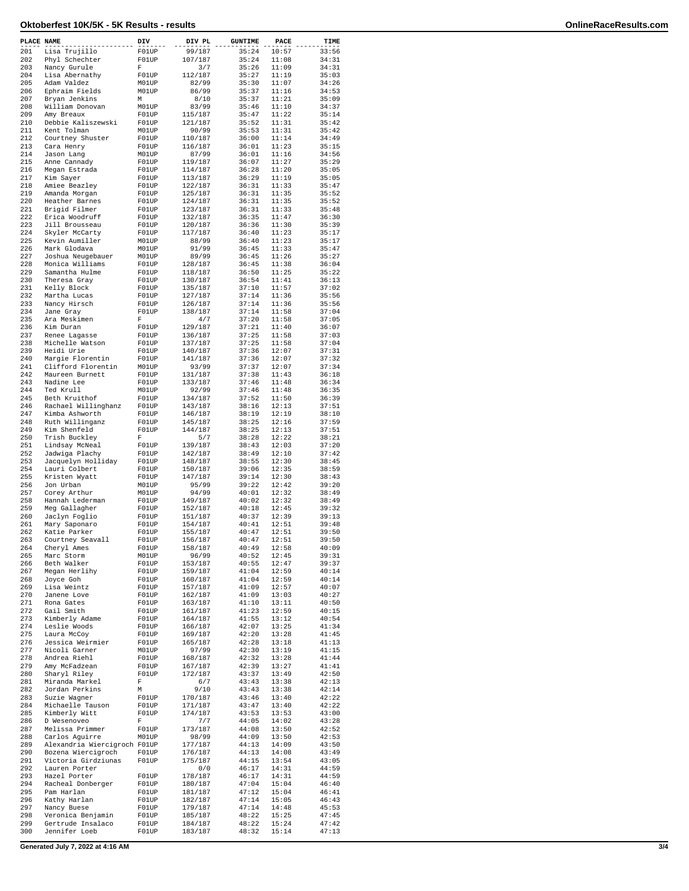# Oktoberfest 10K/5K - 5K Results - results

| PLACE | NAME | DIV | DIV PL | GUNTIME | PACE | TIME |
|---|---|---|---|---|---|---|
| 201 | Lisa Trujillo | F01UP | 99/187 | 35:24 | 10:57 | 33:56 |
| 202 | Phyl Schechter | F01UP | 107/187 | 35:24 | 11:08 | 34:31 |
| 203 | Nancy Gurule | F | 3/7 | 35:26 | 11:09 | 34:31 |
| 204 | Lisa Abernathy | F01UP | 112/187 | 35:27 | 11:19 | 35:03 |
| 205 | Adam Valdez | M01UP | 82/99 | 35:30 | 11:07 | 34:26 |
| 206 | Ephraim Fields | M01UP | 86/99 | 35:37 | 11:16 | 34:53 |
| 207 | Bryan Jenkins | M | 8/10 | 35:37 | 11:21 | 35:09 |
| 208 | William Donovan | M01UP | 83/99 | 35:46 | 11:10 | 34:37 |
| 209 | Amy Breaux | F01UP | 115/187 | 35:47 | 11:22 | 35:14 |
| 210 | Debbie Kaliszewski | F01UP | 121/187 | 35:52 | 11:31 | 35:42 |
| 211 | Kent Tolman | M01UP | 90/99 | 35:53 | 11:31 | 35:42 |
| 212 | Courtney Shuster | F01UP | 110/187 | 36:00 | 11:14 | 34:49 |
| 213 | Cara Henry | F01UP | 116/187 | 36:01 | 11:23 | 35:15 |
| 214 | Jason Lang | M01UP | 87/99 | 36:01 | 11:16 | 34:56 |
| 215 | Anne Cannady | F01UP | 119/187 | 36:07 | 11:27 | 35:29 |
| 216 | Megan Estrada | F01UP | 114/187 | 36:28 | 11:20 | 35:05 |
| 217 | Kim Sayer | F01UP | 113/187 | 36:29 | 11:19 | 35:05 |
| 218 | Amiee Beazley | F01UP | 122/187 | 36:31 | 11:33 | 35:47 |
| 219 | Amanda Morgan | F01UP | 125/187 | 36:31 | 11:35 | 35:52 |
| 220 | Heather Barnes | F01UP | 124/187 | 36:31 | 11:35 | 35:52 |
| 221 | Brigid Filmer | F01UP | 123/187 | 36:31 | 11:33 | 35:48 |
| 222 | Erica Woodruff | F01UP | 132/187 | 36:35 | 11:47 | 36:30 |
| 223 | Jill Brousseau | F01UP | 120/187 | 36:36 | 11:30 | 35:39 |
| 224 | Skyler McCarty | F01UP | 117/187 | 36:40 | 11:23 | 35:17 |
| 225 | Kevin Aumiller | M01UP | 88/99 | 36:40 | 11:23 | 35:17 |
| 226 | Mark Glodava | M01UP | 91/99 | 36:45 | 11:33 | 35:47 |
| 227 | Joshua Neugebauer | M01UP | 89/99 | 36:45 | 11:26 | 35:27 |
| 228 | Monica Williams | F01UP | 128/187 | 36:45 | 11:38 | 36:04 |
| 229 | Samantha Hulme | F01UP | 118/187 | 36:50 | 11:25 | 35:22 |
| 230 | Theresa Gray | F01UP | 130/187 | 36:54 | 11:41 | 36:13 |
| 231 | Kelly Block | F01UP | 135/187 | 37:10 | 11:57 | 37:02 |
| 232 | Martha Lucas | F01UP | 127/187 | 37:14 | 11:36 | 35:56 |
| 233 | Nancy Hirsch | F01UP | 126/187 | 37:14 | 11:36 | 35:56 |
| 234 | Jane Gray | F01UP | 138/187 | 37:14 | 11:58 | 37:04 |
| 235 | Ara Meskimen | F | 4/7 | 37:20 | 11:58 | 37:05 |
| 236 | Kim Duran | F01UP | 129/187 | 37:21 | 11:40 | 36:07 |
| 237 | Renee Lagasse | F01UP | 136/187 | 37:25 | 11:58 | 37:03 |
| 238 | Michelle Watson | F01UP | 137/187 | 37:25 | 11:58 | 37:04 |
| 239 | Heidi Urie | F01UP | 140/187 | 37:36 | 12:07 | 37:31 |
| 240 | Margie Florentin | F01UP | 141/187 | 37:36 | 12:07 | 37:32 |
| 241 | Clifford Florentin | M01UP | 93/99 | 37:37 | 12:07 | 37:34 |
| 242 | Maureen Burnett | F01UP | 131/187 | 37:38 | 11:43 | 36:18 |
| 243 | Nadine Lee | F01UP | 133/187 | 37:46 | 11:48 | 36:34 |
| 244 | Ted Krull | M01UP | 92/99 | 37:46 | 11:48 | 36:35 |
| 245 | Beth Kruithof | F01UP | 134/187 | 37:52 | 11:50 | 36:39 |
| 246 | Rachael Willinghanz | F01UP | 143/187 | 38:16 | 12:13 | 37:51 |
| 247 | Kimba Ashworth | F01UP | 146/187 | 38:19 | 12:19 | 38:10 |
| 248 | Ruth Willinganz | F01UP | 145/187 | 38:25 | 12:16 | 37:59 |
| 249 | Kim Shenfeld | F01UP | 144/187 | 38:25 | 12:13 | 37:51 |
| 250 | Trish Buckley | F | 5/7 | 38:28 | 12:22 | 38:21 |
| 251 | Lindsay McNeal | F01UP | 139/187 | 38:43 | 12:03 | 37:20 |
| 252 | Jadwiga Plachy | F01UP | 142/187 | 38:49 | 12:10 | 37:42 |
| 253 | Jacquelyn Holliday | F01UP | 148/187 | 38:55 | 12:30 | 38:45 |
| 254 | Lauri Colbert | F01UP | 150/187 | 39:06 | 12:35 | 38:59 |
| 255 | Kristen Wyatt | F01UP | 147/187 | 39:14 | 12:30 | 38:43 |
| 256 | Jon Urban | M01UP | 95/99 | 39:22 | 12:42 | 39:20 |
| 257 | Corey Arthur | M01UP | 94/99 | 40:01 | 12:32 | 38:49 |
| 258 | Hannah Lederman | F01UP | 149/187 | 40:02 | 12:32 | 38:49 |
| 259 | Meg Gallagher | F01UP | 152/187 | 40:18 | 12:45 | 39:32 |
| 260 | Jaclyn Foglio | F01UP | 151/187 | 40:37 | 12:39 | 39:13 |
| 261 | Mary Saponaro | F01UP | 154/187 | 40:41 | 12:51 | 39:48 |
| 262 | Katie Parker | F01UP | 155/187 | 40:47 | 12:51 | 39:50 |
| 263 | Courtney Seavall | F01UP | 156/187 | 40:47 | 12:51 | 39:50 |
| 264 | Cheryl Ames | F01UP | 158/187 | 40:49 | 12:58 | 40:09 |
| 265 | Marc Storm | M01UP | 96/99 | 40:52 | 12:45 | 39:31 |
| 266 | Beth Walker | F01UP | 153/187 | 40:55 | 12:47 | 39:37 |
| 267 | Megan Herlihy | F01UP | 159/187 | 41:04 | 12:59 | 40:14 |
| 268 | Joyce Goh | F01UP | 160/187 | 41:04 | 12:59 | 40:14 |
| 269 | Lisa Weintz | F01UP | 157/187 | 41:09 | 12:57 | 40:07 |
| 270 | Janene Love | F01UP | 162/187 | 41:09 | 13:03 | 40:27 |
| 271 | Rona Gates | F01UP | 163/187 | 41:10 | 13:11 | 40:50 |
| 272 | Gail Smith | F01UP | 161/187 | 41:23 | 12:59 | 40:15 |
| 273 | Kimberly Adame | F01UP | 164/187 | 41:55 | 13:12 | 40:54 |
| 274 | Leslie Woods | F01UP | 166/187 | 42:07 | 13:25 | 41:34 |
| 275 | Laura McCoy | F01UP | 169/187 | 42:20 | 13:28 | 41:45 |
| 276 | Jessica Weirmier | F01UP | 165/187 | 42:28 | 13:18 | 41:13 |
| 277 | Nicoli Garner | M01UP | 97/99 | 42:30 | 13:19 | 41:15 |
| 278 | Andrea Riehl | F01UP | 168/187 | 42:32 | 13:28 | 41:44 |
| 279 | Amy McFadzean | F01UP | 167/187 | 42:39 | 13:27 | 41:41 |
| 280 | Sharyl Riley | F01UP | 172/187 | 43:37 | 13:49 | 42:50 |
| 281 | Miranda Markel | F | 6/7 | 43:43 | 13:38 | 42:13 |
| 282 | Jordan Perkins | M | 9/10 | 43:43 | 13:38 | 42:14 |
| 283 | Suzie Wagner | F01UP | 170/187 | 43:46 | 13:40 | 42:22 |
| 284 | Michaelle Tauson | F01UP | 171/187 | 43:47 | 13:40 | 42:22 |
| 285 | Kimberly Witt | F01UP | 174/187 | 43:53 | 13:53 | 43:00 |
| 286 | D Wesenoveo | F | 7/7 | 44:05 | 14:02 | 43:28 |
| 287 | Melissa Primmer | F01UP | 173/187 | 44:08 | 13:50 | 42:52 |
| 288 | Carlos Aguirre | M01UP | 98/99 | 44:09 | 13:50 | 42:53 |
| 289 | Alexandria Wiercigroch | F01UP | 177/187 | 44:13 | 14:09 | 43:50 |
| 290 | Bozena Wiercigroch | F01UP | 176/187 | 44:13 | 14:08 | 43:49 |
| 291 | Victoria Girdziunas | F01UP | 175/187 | 44:15 | 13:54 | 43:05 |
| 292 | Lauren Porter | | 0/0 | 46:17 | 14:31 | 44:59 |
| 293 | Hazel Porter | F01UP | 178/187 | 46:17 | 14:31 | 44:59 |
| 294 | Racheal Donberger | F01UP | 180/187 | 47:04 | 15:04 | 46:40 |
| 295 | Pam Harlan | F01UP | 181/187 | 47:12 | 15:04 | 46:41 |
| 296 | Kathy Harlan | F01UP | 182/187 | 47:14 | 15:05 | 46:43 |
| 297 | Nancy Buese | F01UP | 179/187 | 47:14 | 14:48 | 45:53 |
| 298 | Veronica Benjamin | F01UP | 185/187 | 48:22 | 15:25 | 47:45 |
| 299 | Gertrude Insalaco | F01UP | 184/187 | 48:22 | 15:24 | 47:42 |
| 300 | Jennifer Loeb | F01UP | 183/187 | 48:32 | 15:14 | 47:13 |

Generated July 7, 2022 at 4:16 AM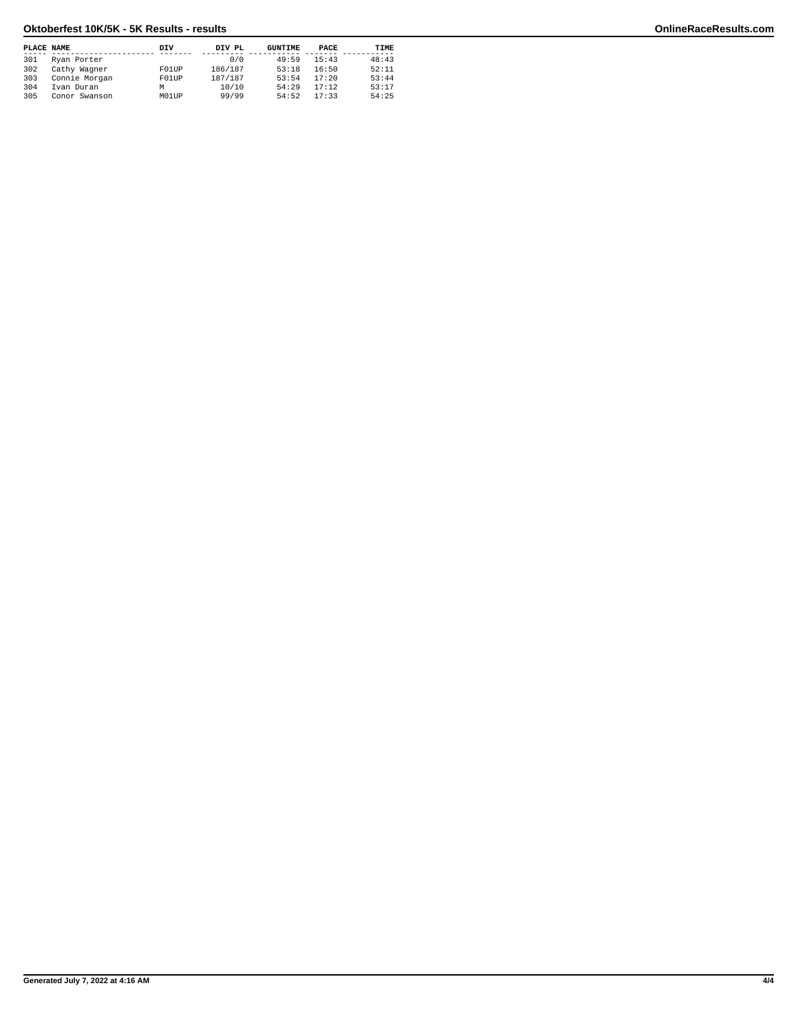| PLACE | NAME | DIV | DIV PL | GUNTIME | PACE | TIME |
|---|---|---|---|---|---|---|
| 301 | Ryan Porter | | 0/0 | 49:59 | 15:43 | 48:43 |
| 302 | Cathy Wagner | F01UP | 186/187 | 53:18 | 16:50 | 52:11 |
| 303 | Connie Morgan | F01UP | 187/187 | 53:54 | 17:20 | 53:44 |
| 304 | Ivan Duran | M | 10/10 | 54:29 | 17:12 | 53:17 |
| 305 | Conor Swanson | M01UP | 99/99 | 54:52 | 17:33 | 54:25 |